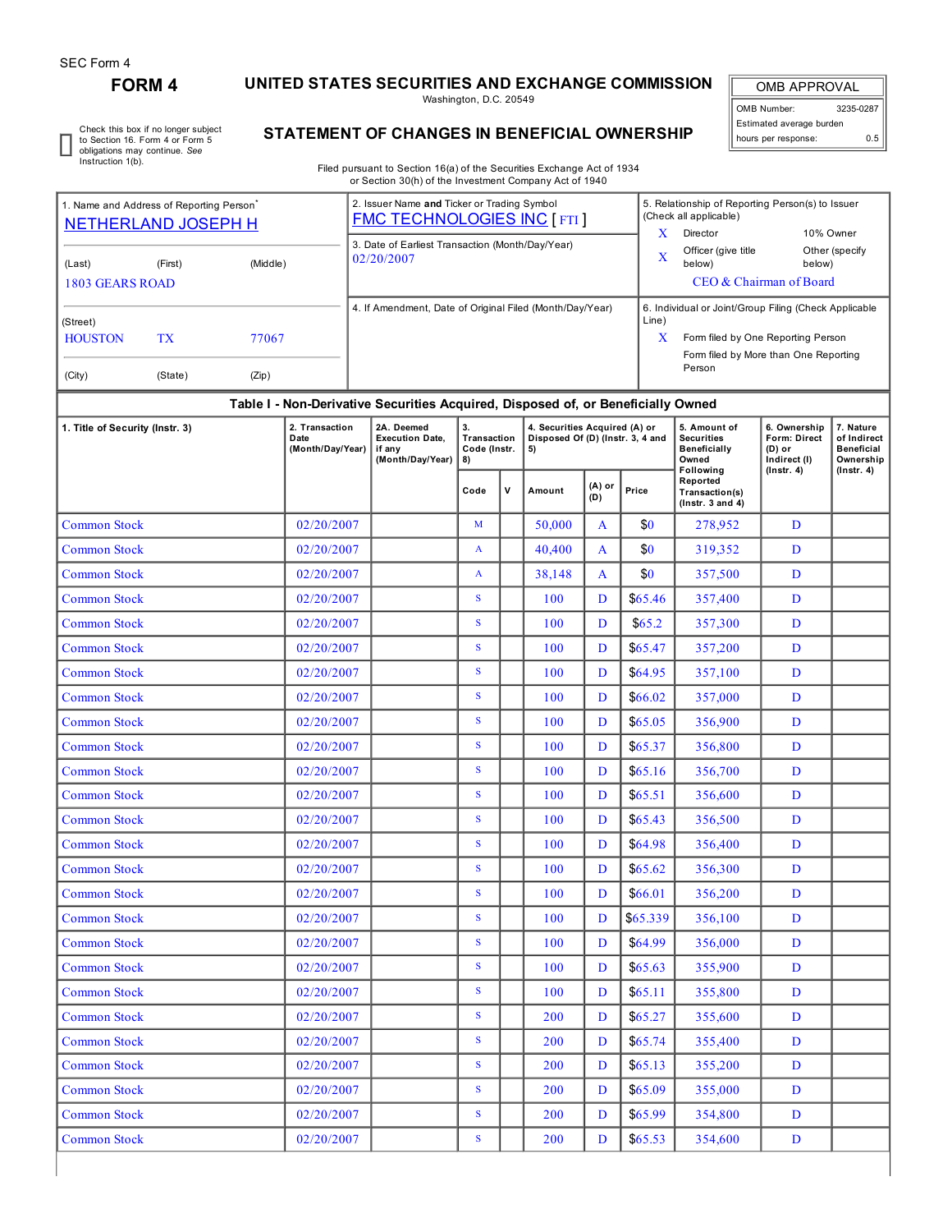SEC Form 4

# FORM 4

## UNITED STATES SECURITIES AND EXCHANGE COMMISSION

Washington, D.C. 20549

| OMB APPROVAL | |
|---|---|
| OMB Number: | 3235-0287 |
| Estimated average burden | |
| hours per response: | 0.5 |

☐ Check this box if no longer subject to Section 16. Form 4 or Form 5 obligations may continue. *See* Instruction 1(b).

## STATEMENT OF CHANGES IN BENEFICIAL OWNERSHIP

Filed pursuant to Section 16(a) of the Securities Exchange Act of 1934 or Section 30(h) of the Investment Company Act of 1940

1. Name and Address of Reporting Person*
NETHERLAND JOSEPH H

(Last) (First) (Middle)
1803 GEARS ROAD

(Street)
HOUSTON TX 77067

(City) (State) (Zip)

2. Issuer Name **and** Ticker or Trading Symbol
FMC TECHNOLOGIES INC [ FTI ]

3. Date of Earliest Transaction (Month/Day/Year)
02/20/2007

4. If Amendment, Date of Original Filed (Month/Day/Year)

5. Relationship of Reporting Person(s) to Issuer (Check all applicable)
X Director
10% Owner
X Officer (give title below)
Other (specify below)
CEO & Chairman of Board

6. Individual or Joint/Group Filing (Check Applicable Line)
X Form filed by One Reporting Person
Form filed by More than One Reporting Person

### Table I - Non-Derivative Securities Acquired, Disposed of, or Beneficially Owned

| 1. Title of Security (Instr. 3) | 2. Transaction Date (Month/Day/Year) | 2A. Deemed Execution Date, if any (Month/Day/Year) | 3. Transaction Code (Instr. 8) | | 4. Securities Acquired (A) or Disposed Of (D) (Instr. 3, 4 and 5) | | | 5. Amount of Securities Beneficially Owned Following Reported Transaction(s) (Instr. 3 and 4) | 6. Ownership Form: Direct (D) or Indirect (I) (Instr. 4) | 7. Nature of Indirect Beneficial Ownership (Instr. 4) |
|---|---|---|---|---|---|---|---|---|---|---|
| | | | Code | V | Amount | (A) or (D) | Price | | | |
| Common Stock | 02/20/2007 | | M | | 50,000 | A | $0 | 278,952 | D | |
| Common Stock | 02/20/2007 | | A | | 40,400 | A | $0 | 319,352 | D | |
| Common Stock | 02/20/2007 | | A | | 38,148 | A | $0 | 357,500 | D | |
| Common Stock | 02/20/2007 | | S | | 100 | D | $65.46 | 357,400 | D | |
| Common Stock | 02/20/2007 | | S | | 100 | D | $65.2 | 357,300 | D | |
| Common Stock | 02/20/2007 | | S | | 100 | D | $65.47 | 357,200 | D | |
| Common Stock | 02/20/2007 | | S | | 100 | D | $64.95 | 357,100 | D | |
| Common Stock | 02/20/2007 | | S | | 100 | D | $66.02 | 357,000 | D | |
| Common Stock | 02/20/2007 | | S | | 100 | D | $65.05 | 356,900 | D | |
| Common Stock | 02/20/2007 | | S | | 100 | D | $65.37 | 356,800 | D | |
| Common Stock | 02/20/2007 | | S | | 100 | D | $65.16 | 356,700 | D | |
| Common Stock | 02/20/2007 | | S | | 100 | D | $65.51 | 356,600 | D | |
| Common Stock | 02/20/2007 | | S | | 100 | D | $65.43 | 356,500 | D | |
| Common Stock | 02/20/2007 | | S | | 100 | D | $64.98 | 356,400 | D | |
| Common Stock | 02/20/2007 | | S | | 100 | D | $65.62 | 356,300 | D | |
| Common Stock | 02/20/2007 | | S | | 100 | D | $66.01 | 356,200 | D | |
| Common Stock | 02/20/2007 | | S | | 100 | D | $65.339 | 356,100 | D | |
| Common Stock | 02/20/2007 | | S | | 100 | D | $64.99 | 356,000 | D | |
| Common Stock | 02/20/2007 | | S | | 100 | D | $65.63 | 355,900 | D | |
| Common Stock | 02/20/2007 | | S | | 100 | D | $65.11 | 355,800 | D | |
| Common Stock | 02/20/2007 | | S | | 200 | D | $65.27 | 355,600 | D | |
| Common Stock | 02/20/2007 | | S | | 200 | D | $65.74 | 355,400 | D | |
| Common Stock | 02/20/2007 | | S | | 200 | D | $65.13 | 355,200 | D | |
| Common Stock | 02/20/2007 | | S | | 200 | D | $65.09 | 355,000 | D | |
| Common Stock | 02/20/2007 | | S | | 200 | D | $65.99 | 354,800 | D | |
| Common Stock | 02/20/2007 | | S | | 200 | D | $65.53 | 354,600 | D | |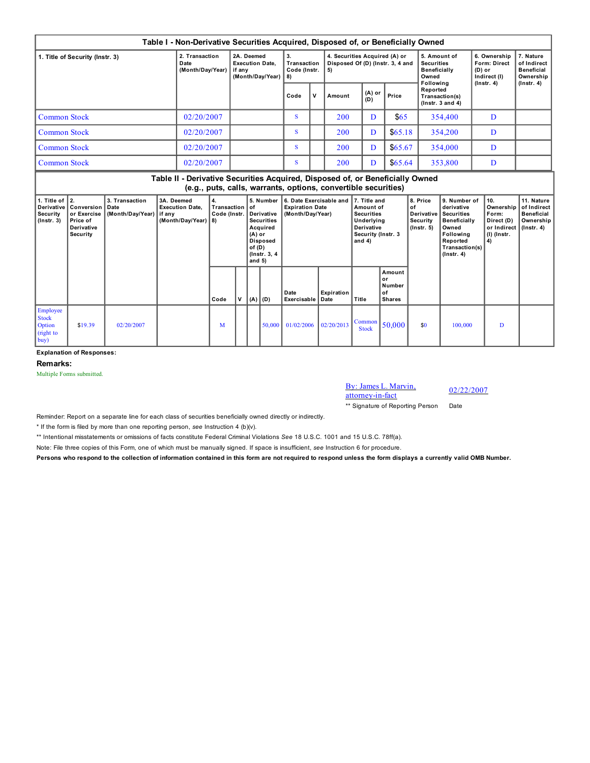| Table I - Non-Derivative Securities Acquired, Disposed of, or Beneficially Owned | | | | | | | | | | |
|---|---|---|---|---|---|---|---|---|---|---|
| 1. Title of Security (Instr. 3) | 2. Transaction Date (Month/Day/Year) | 2A. Deemed Execution Date, if any (Month/Day/Year) | 3. Transaction Code (Instr. 8) | | 4. Securities Acquired (A) or Disposed Of (D) (Instr. 3, 4 and 5) | | | 5. Amount of Securities Beneficially Owned Following Reported Transaction(s) (Instr. 3 and 4) | 6. Ownership Form: Direct (D) or Indirect (I) (Instr. 4) | 7. Nature of Indirect Beneficial Ownership (Instr. 4) |
| | | | Code | V | Amount | (A) or (D) | Price | | | |
| Common Stock | 02/20/2007 | | S | | 200 | D | $65 | 354,400 | D | |
| Common Stock | 02/20/2007 | | S | | 200 | D | $65.18 | 354,200 | D | |
| Common Stock | 02/20/2007 | | S | | 200 | D | $65.67 | 354,000 | D | |
| Common Stock | 02/20/2007 | | S | | 200 | D | $65.64 | 353,800 | D | |

| Table II - Derivative Securities Acquired, Disposed of, or Beneficially Owned (e.g., puts, calls, warrants, options, convertible securities) | | | | | | | | | | | | | | | |
|---|---|---|---|---|---|---|---|---|---|---|---|---|---|---|---|
| 1. Title of Derivative Security (Instr. 3) | 2. Conversion or Exercise Price of Derivative Security | 3. Transaction Date (Month/Day/Year) | 3A. Deemed Execution Date, if any (Month/Day/Year) | 4. Transaction Code (Instr. 8) | | 5. Number of Derivative Securities Acquired (A) or Disposed of (D) (Instr. 3, 4 and 5) | | 6. Date Exercisable and Expiration Date (Month/Day/Year) | | 7. Title and Amount of Securities Underlying Derivative Security (Instr. 3 and 4) | | 8. Price of Derivative Security (Instr. 5) | 9. Number of derivative Securities Beneficially Owned Following Reported Transaction(s) (Instr. 4) | 10. Ownership Form: Direct (D) or Indirect (I) (Instr. 4) | 11. Nature of Indirect Beneficial Ownership (Instr. 4) |
| | | | | Code | V | (A) | (D) | Date Exercisable | Expiration Date | Title | Amount or Number of Shares | | | | |
| Employee Stock Option (right to buy) | $19.39 | 02/20/2007 | | M | | | 50,000 | 01/02/2006 | 02/20/2013 | Common Stock | 50,000 | $0 | 100,000 | D | |

**Explanation of Responses:**

## Remarks:

Multiple Forms submitted.

By: James L. Marvin, attorney-in-fact — 02/22/2007

** Signature of Reporting Person — Date

Reminder: Report on a separate line for each class of securities beneficially owned directly or indirectly.

* If the form is filed by more than one reporting person, *see* Instruction 4 (b)(v).

** Intentional misstatements or omissions of facts constitute Federal Criminal Violations *See* 18 U.S.C. 1001 and 15 U.S.C. 78ff(a).

Note: File three copies of this Form, one of which must be manually signed. If space is insufficient, *see* Instruction 6 for procedure.

**Persons who respond to the collection of information contained in this form are not required to respond unless the form displays a currently valid OMB Number.**